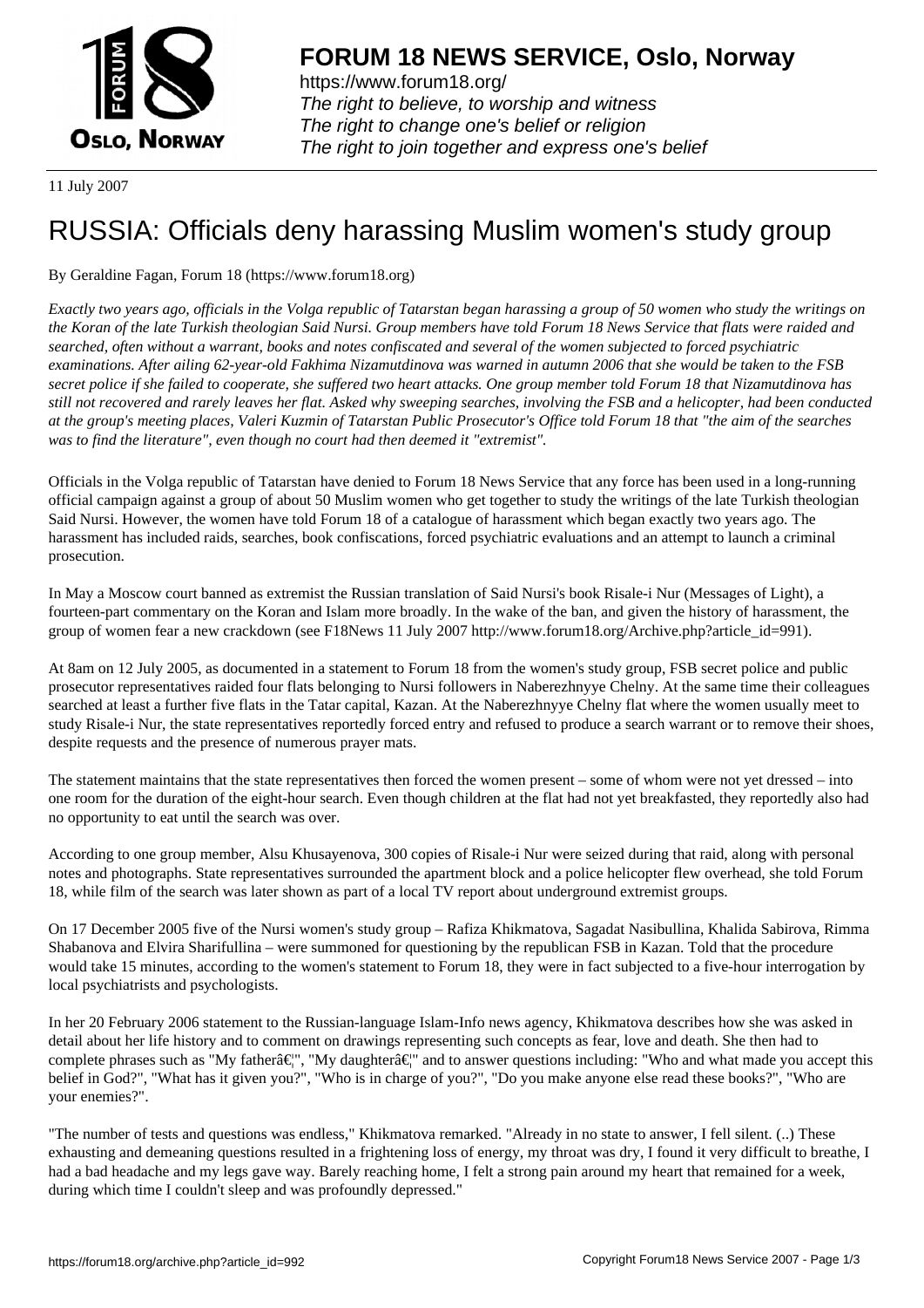**FORUM 18 NEWS SERVICE, Oslo, Norway**

https://www.forum18.org/
*The right to believe, to worship and witness*
*The right to change one's belief or religion*
*The right to join together and express one's belief*

11 July 2007

# RUSSIA: Officials deny harassing Muslim women's study group

By Geraldine Fagan, Forum 18 (https://www.forum18.org)

*Exactly two years ago, officials in the Volga republic of Tatarstan began harassing a group of 50 women who study the writings on the Koran of the late Turkish theologian Said Nursi. Group members have told Forum 18 News Service that flats were raided and searched, often without a warrant, books and notes confiscated and several of the women subjected to forced psychiatric examinations. After ailing 62-year-old Fakhima Nizamutdinova was warned in autumn 2006 that she would be taken to the FSB secret police if she failed to cooperate, she suffered two heart attacks. One group member told Forum 18 that Nizamutdinova has still not recovered and rarely leaves her flat. Asked why sweeping searches, involving the FSB and a helicopter, had been conducted at the group's meeting places, Valeri Kuzmin of Tatarstan Public Prosecutor's Office told Forum 18 that "the aim of the searches was to find the literature", even though no court had then deemed it "extremist".*

Officials in the Volga republic of Tatarstan have denied to Forum 18 News Service that any force has been used in a long-running official campaign against a group of about 50 Muslim women who get together to study the writings of the late Turkish theologian Said Nursi. However, the women have told Forum 18 of a catalogue of harassment which began exactly two years ago. The harassment has included raids, searches, book confiscations, forced psychiatric evaluations and an attempt to launch a criminal prosecution.

In May a Moscow court banned as extremist the Russian translation of Said Nursi's book Risale-i Nur (Messages of Light), a fourteen-part commentary on the Koran and Islam more broadly. In the wake of the ban, and given the history of harassment, the group of women fear a new crackdown (see F18News 11 July 2007 http://www.forum18.org/Archive.php?article_id=991).

At 8am on 12 July 2005, as documented in a statement to Forum 18 from the women's study group, FSB secret police and public prosecutor representatives raided four flats belonging to Nursi followers in Naberezhnyye Chelny. At the same time their colleagues searched at least a further five flats in the Tatar capital, Kazan. At the Naberezhnyye Chelny flat where the women usually meet to study Risale-i Nur, the state representatives reportedly forced entry and refused to produce a search warrant or to remove their shoes, despite requests and the presence of numerous prayer mats.

The statement maintains that the state representatives then forced the women present – some of whom were not yet dressed – into one room for the duration of the eight-hour search. Even though children at the flat had not yet breakfasted, they reportedly also had no opportunity to eat until the search was over.

According to one group member, Alsu Khusayenova, 300 copies of Risale-i Nur were seized during that raid, along with personal notes and photographs. State representatives surrounded the apartment block and a police helicopter flew overhead, she told Forum 18, while film of the search was later shown as part of a local TV report about underground extremist groups.

On 17 December 2005 five of the Nursi women's study group – Rafiza Khikmatova, Sagadat Nasibullina, Khalida Sabirova, Rimma Shabanova and Elvira Sharifullina – were summoned for questioning by the republican FSB in Kazan. Told that the procedure would take 15 minutes, according to the women's statement to Forum 18, they were in fact subjected to a five-hour interrogation by local psychiatrists and psychologists.

In her 20 February 2006 statement to the Russian-language Islam-Info news agency, Khikmatova describes how she was asked in detail about her life history and to comment on drawings representing such concepts as fear, love and death. She then had to complete phrases such as "My fatherâ€¦", "My daughterâ€¦" and to answer questions including: "Who and what made you accept this belief in God?", "What has it given you?", "Who is in charge of you?", "Do you make anyone else read these books?", "Who are your enemies?".

"The number of tests and questions was endless," Khikmatova remarked. "Already in no state to answer, I fell silent. (..) These exhausting and demeaning questions resulted in a frightening loss of energy, my throat was dry, I found it very difficult to breathe, I had a bad headache and my legs gave way. Barely reaching home, I felt a strong pain around my heart that remained for a week, during which time I couldn't sleep and was profoundly depressed."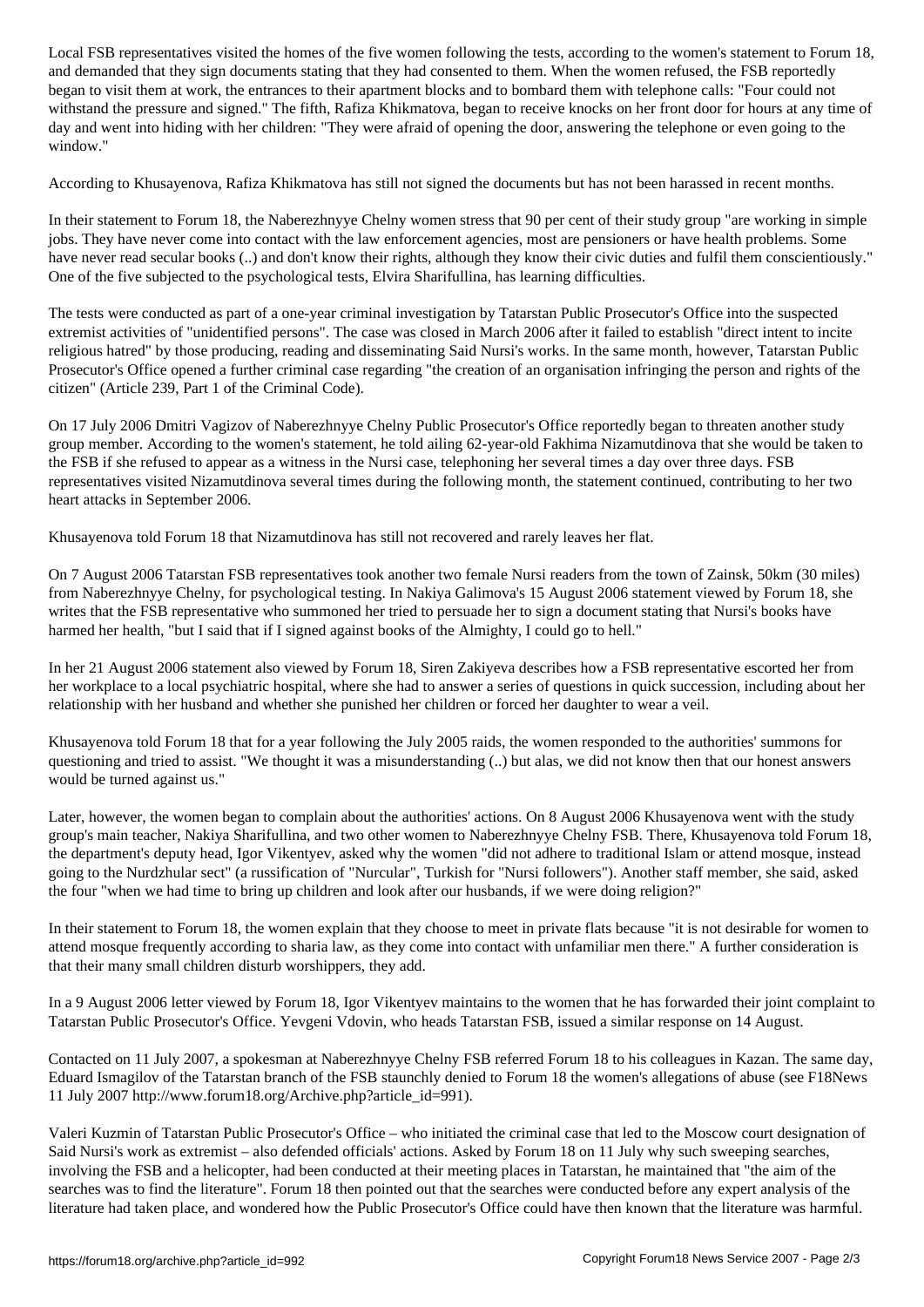Local FSB representatives visited the homes of the five women following the tests, according to the women's statement to Forum 18, and demanded that they sign documents stating that they had consented to them. When the women refused, the FSB reportedly began to visit them at work, the entrances to their apartment blocks and to bombard them with telephone calls: "Four could not withstand the pressure and signed." The fifth, Rafiza Khikmatova, began to receive knocks on her front door for hours at any time of day and went into hiding with her children: "They were afraid of opening the door, answering the telephone or even going to the window."

According to Khusayenova, Rafiza Khikmatova has still not signed the documents but has not been harassed in recent months.

In their statement to Forum 18, the Naberezhnyye Chelny women stress that 90 per cent of their study group "are working in simple jobs. They have never come into contact with the law enforcement agencies, most are pensioners or have health problems. Some have never read secular books (..) and don't know their rights, although they know their civic duties and fulfil them conscientiously." One of the five subjected to the psychological tests, Elvira Sharifullina, has learning difficulties.

The tests were conducted as part of a one-year criminal investigation by Tatarstan Public Prosecutor's Office into the suspected extremist activities of "unidentified persons". The case was closed in March 2006 after it failed to establish "direct intent to incite religious hatred" by those producing, reading and disseminating Said Nursi's works. In the same month, however, Tatarstan Public Prosecutor's Office opened a further criminal case regarding "the creation of an organisation infringing the person and rights of the citizen" (Article 239, Part 1 of the Criminal Code).

On 17 July 2006 Dmitri Vagizov of Naberezhnyye Chelny Public Prosecutor's Office reportedly began to threaten another study group member. According to the women's statement, he told ailing 62-year-old Fakhima Nizamutdinova that she would be taken to the FSB if she refused to appear as a witness in the Nursi case, telephoning her several times a day over three days. FSB representatives visited Nizamutdinova several times during the following month, the statement continued, contributing to her two heart attacks in September 2006.

Khusayenova told Forum 18 that Nizamutdinova has still not recovered and rarely leaves her flat.

On 7 August 2006 Tatarstan FSB representatives took another two female Nursi readers from the town of Zainsk, 50km (30 miles) from Naberezhnyye Chelny, for psychological testing. In Nakiya Galimova's 15 August 2006 statement viewed by Forum 18, she writes that the FSB representative who summoned her tried to persuade her to sign a document stating that Nursi's books have harmed her health, "but I said that if I signed against books of the Almighty, I could go to hell."

In her 21 August 2006 statement also viewed by Forum 18, Siren Zakiyeva describes how a FSB representative escorted her from her workplace to a local psychiatric hospital, where she had to answer a series of questions in quick succession, including about her relationship with her husband and whether she punished her children or forced her daughter to wear a veil.

Khusayenova told Forum 18 that for a year following the July 2005 raids, the women responded to the authorities' summons for questioning and tried to assist. "We thought it was a misunderstanding (..) but alas, we did not know then that our honest answers would be turned against us."

Later, however, the women began to complain about the authorities' actions. On 8 August 2006 Khusayenova went with the study group's main teacher, Nakiya Sharifullina, and two other women to Naberezhnyye Chelny FSB. There, Khusayenova told Forum 18, the department's deputy head, Igor Vikentyev, asked why the women "did not adhere to traditional Islam or attend mosque, instead going to the Nurdzhular sect" (a russification of "Nurcular", Turkish for "Nursi followers"). Another staff member, she said, asked the four "when we had time to bring up children and look after our husbands, if we were doing religion?"

In their statement to Forum 18, the women explain that they choose to meet in private flats because "it is not desirable for women to attend mosque frequently according to sharia law, as they come into contact with unfamiliar men there." A further consideration is that their many small children disturb worshippers, they add.

In a 9 August 2006 letter viewed by Forum 18, Igor Vikentyev maintains to the women that he has forwarded their joint complaint to Tatarstan Public Prosecutor's Office. Yevgeni Vdovin, who heads Tatarstan FSB, issued a similar response on 14 August.

Contacted on 11 July 2007, a spokesman at Naberezhnyye Chelny FSB referred Forum 18 to his colleagues in Kazan. The same day, Eduard Ismagilov of the Tatarstan branch of the FSB staunchly denied to Forum 18 the women's allegations of abuse (see F18News 11 July 2007 http://www.forum18.org/Archive.php?article_id=991).

Valeri Kuzmin of Tatarstan Public Prosecutor's Office – who initiated the criminal case that led to the Moscow court designation of Said Nursi's work as extremist – also defended officials' actions. Asked by Forum 18 on 11 July why such sweeping searches, involving the FSB and a helicopter, had been conducted at their meeting places in Tatarstan, he maintained that "the aim of the searches was to find the literature". Forum 18 then pointed out that the searches were conducted before any expert analysis of the literature had taken place, and wondered how the Public Prosecutor's Office could have then known that the literature was harmful.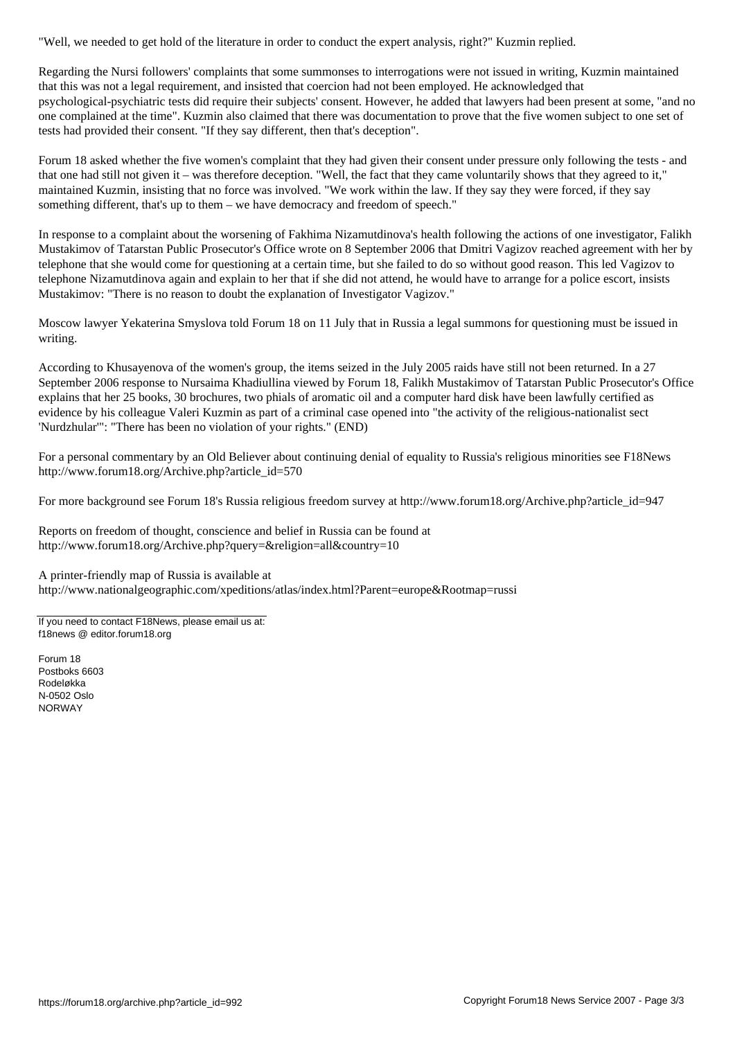"Well, we needed to get hold of the literature in order to conduct the expert analysis, right?" Kuzmin replied.

Regarding the Nursi followers' complaints that some summonses to interrogations were not issued in writing, Kuzmin maintained that this was not a legal requirement, and insisted that coercion had not been employed. He acknowledged that psychological-psychiatric tests did require their subjects' consent. However, he added that lawyers had been present at some, "and no one complained at the time". Kuzmin also claimed that there was documentation to prove that the five women subject to one set of tests had provided their consent. "If they say different, then that's deception".

Forum 18 asked whether the five women's complaint that they had given their consent under pressure only following the tests - and that one had still not given it – was therefore deception. "Well, the fact that they came voluntarily shows that they agreed to it," maintained Kuzmin, insisting that no force was involved. "We work within the law. If they say they were forced, if they say something different, that's up to them – we have democracy and freedom of speech."

In response to a complaint about the worsening of Fakhima Nizamutdinova's health following the actions of one investigator, Falikh Mustakimov of Tatarstan Public Prosecutor's Office wrote on 8 September 2006 that Dmitri Vagizov reached agreement with her by telephone that she would come for questioning at a certain time, but she failed to do so without good reason. This led Vagizov to telephone Nizamutdinova again and explain to her that if she did not attend, he would have to arrange for a police escort, insists Mustakimov: "There is no reason to doubt the explanation of Investigator Vagizov."

Moscow lawyer Yekaterina Smyslova told Forum 18 on 11 July that in Russia a legal summons for questioning must be issued in writing.

According to Khusayenova of the women's group, the items seized in the July 2005 raids have still not been returned. In a 27 September 2006 response to Nursaima Khadiullina viewed by Forum 18, Falikh Mustakimov of Tatarstan Public Prosecutor's Office explains that her 25 books, 30 brochures, two phials of aromatic oil and a computer hard disk have been lawfully certified as evidence by his colleague Valeri Kuzmin as part of a criminal case opened into "the activity of the religious-nationalist sect 'Nurdzhular'": "There has been no violation of your rights." (END)

For a personal commentary by an Old Believer about continuing denial of equality to Russia's religious minorities see F18News http://www.forum18.org/Archive.php?article_id=570

For more background see Forum 18's Russia religious freedom survey at http://www.forum18.org/Archive.php?article_id=947

Reports on freedom of thought, conscience and belief in Russia can be found at http://www.forum18.org/Archive.php?query=&religion=all&country=10

A printer-friendly map of Russia is available at http://www.nationalgeographic.com/xpeditions/atlas/index.html?Parent=europe&Rootmap=russi

If you need to contact F18News, please email us at:
f18news @ editor.forum18.org

Forum 18
Postboks 6603
Rodeløkka
N-0502 Oslo
NORWAY